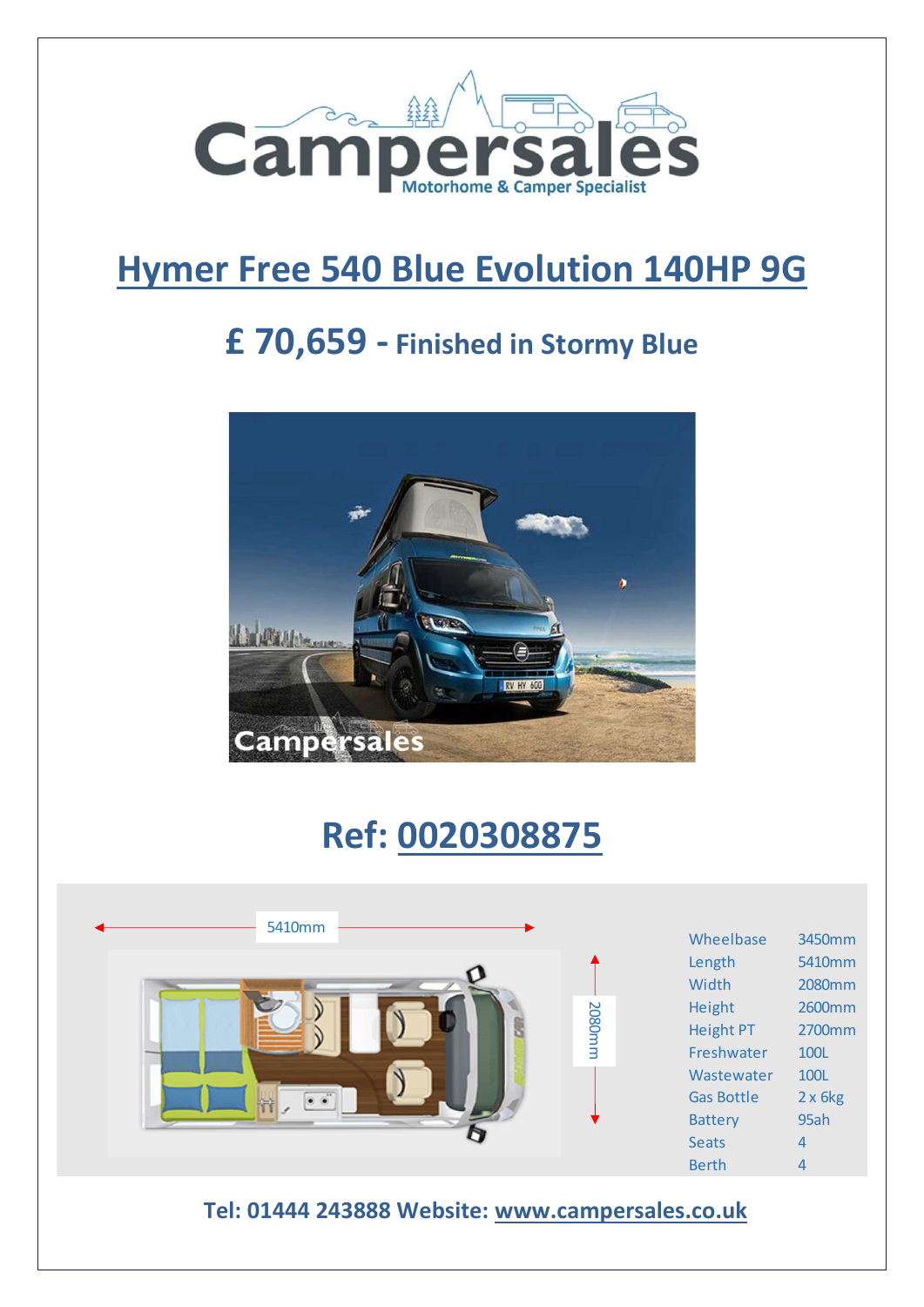# Hymer Free 540 Blue Evolution 140HP 9G

## £ 70,659 - Finished in Stormy Blue

## Ref: 0020308875

| | |
|---|---|
| Wheelbase | 3450mm |
| Length | 5410mm |
| Width | 2080mm |
| Height | 2600mm |
| Height PT | 2700mm |
| Freshwater | 100L |
| Wastewater | 100L |
| Gas Bottle | 2 x 6kg |
| Battery | 95ah |
| Seats | 4 |
| Berth | 4 |

**Tel: 01444 243888 Website: www.campersales.co.uk**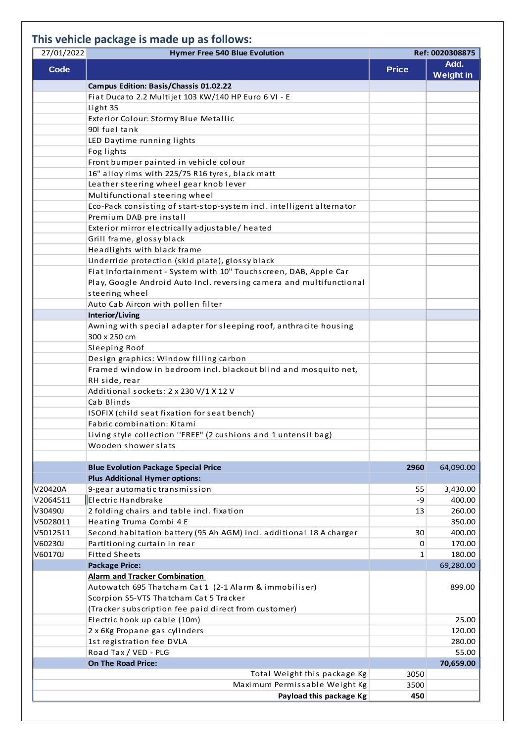## This vehicle package is made up as follows:

| 27/01/2022 | Hymer Free 540 Blue Evolution | Ref: 0020308875 | |
|---|---|---|---|
| **Code** | | **Price** | **Add. Weight in** |
| | **Campus Edition: Basis/Chassis 01.02.22** | | |
| | Fiat Ducato 2.2 Multijet 103 KW/140 HP Euro 6 VI - E | | |
| | Light 35 | | |
| | Exterior Colour: Stormy Blue Metallic | | |
| | 90l fuel tank | | |
| | LED Daytime running lights | | |
| | Fog lights | | |
| | Front bumper painted in vehicle colour | | |
| | 16" alloy rims with 225/75 R16 tyres, black matt | | |
| | Leather steering wheel gear knob lever | | |
| | Multifunctional steering wheel | | |
| | Eco-Pack consisting of start-stop-system incl. intelligent alternator | | |
| | Premium DAB pre install | | |
| | Exterior mirror electrically adjustable/ heated | | |
| | Grill frame, glossy black | | |
| | Headlights with black frame | | |
| | Underride protection (skid plate), glossy black | | |
| | Fiat Infotainment - System with 10" Touchscreen, DAB, Apple Car Play, Google Android Auto Incl. reversing camera and multifunctional steering wheel | | |
| | Auto Cab Aircon with pollen filter | | |
| | **Interior/Living** | | |
| | Awning with special adapter for sleeping roof, anthracite housing 300 x 250 cm | | |
| | Sleeping Roof | | |
| | Design graphics: Window filling carbon | | |
| | Framed window in bedroom incl. blackout blind and mosquito net, RH side, rear | | |
| | Additional sockets: 2 x 230 V/1 X 12 V | | |
| | Cab Blinds | | |
| | ISOFIX (child seat fixation for seat bench) | | |
| | Fabric combination: Kitami | | |
| | Living style collection "FREE" (2 cushions and 1 untensil bag) | | |
| | Wooden shower slats | | |
| | | | |
| | **Blue Evolution Package Special Price** | **2960** | 64,090.00 |
| | **Plus Additional Hymer options:** | | |
| V20420A | 9-gear automatic transmission | 55 | 3,430.00 |
| V2064511 | Electric Handbrake | -9 | 400.00 |
| V30490J | 2 folding chairs and table incl. fixation | 13 | 260.00 |
| V5028011 | Heating Truma Combi 4 E | | 350.00 |
| V5012511 | Second habitation battery (95 Ah AGM) incl. additional 18 A charger | 30 | 400.00 |
| V60230J | Partitioning curtain in rear | 0 | 170.00 |
| V60170J | Fitted Sheets | 1 | 180.00 |
| | **Package Price:** | | 69,280.00 |
| | **Alarm and Tracker Combination**<br>Autowatch 695 Thatcham Cat 1 (2-1 Alarm & immobiliser)<br>Scorpion S5-VTS Thatcham Cat 5 Tracker<br>(Tracker subscription fee paid direct from customer) | | 899.00 |
| | Electric hook up cable (10m) | | 25.00 |
| | 2 x 6Kg Propane gas cylinders | | 120.00 |
| | 1st registration fee DVLA | | 280.00 |
| | Road Tax / VED - PLG | | 55.00 |
| | **On The Road Price:** | | **70,659.00** |
| | Total Weight this package Kg | 3050 | |
| | Maximum Permissable Weight Kg | 3500 | |
| | **Payload this package Kg** | **450** | |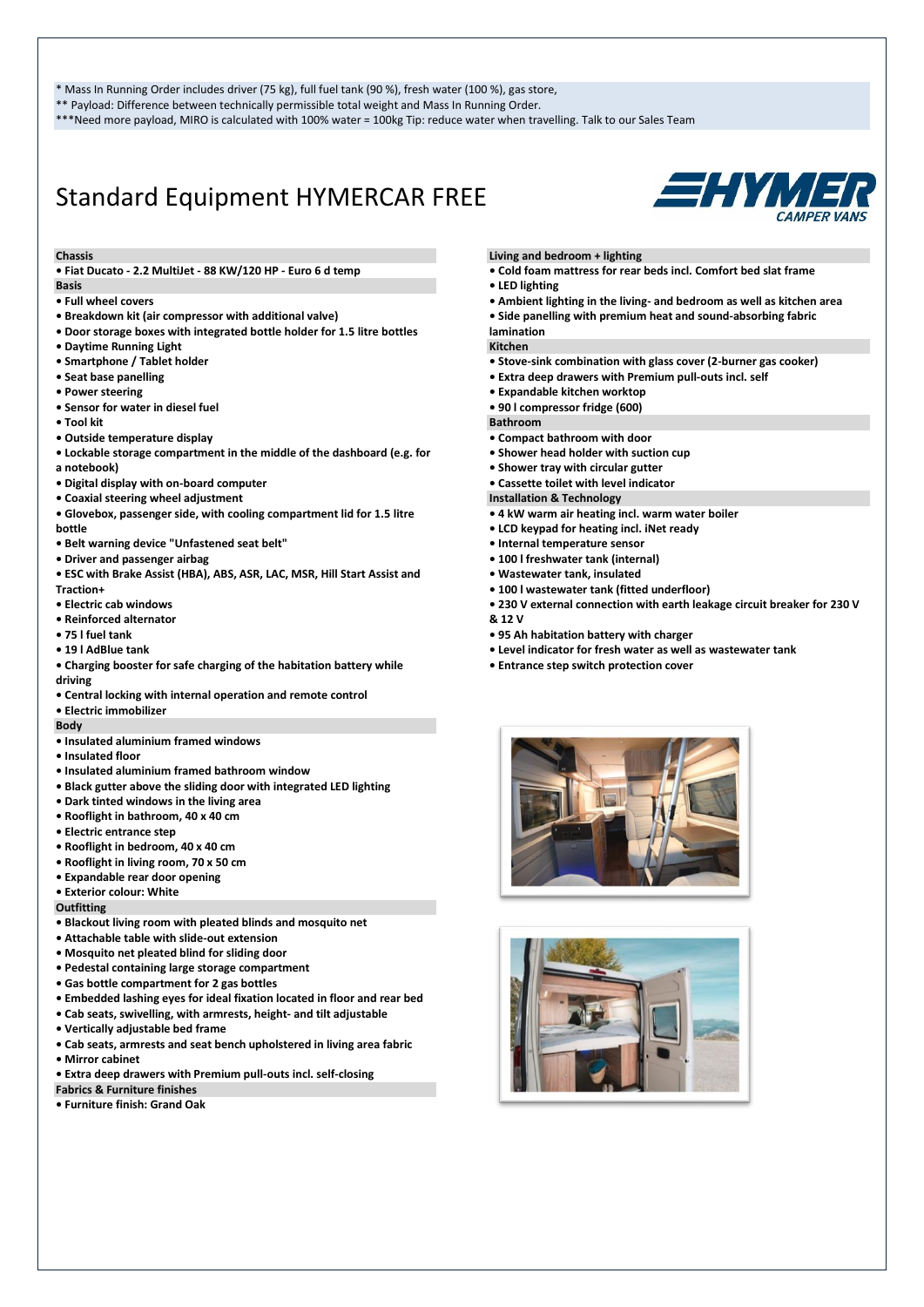\* Mass In Running Order includes driver (75 kg), full fuel tank (90 %), fresh water (100 %), gas store,
\*\* Payload: Difference between technically permissible total weight and Mass In Running Order.
\*\*\*Need more payload, MIRO is calculated with 100% water = 100kg Tip: reduce water when travelling. Talk to our Sales Team

# Standard Equipment HYMERCAR FREE

HYMER CAMPER VANS

### Chassis

- Fiat Ducato - 2.2 MultiJet - 88 KW/120 HP - Euro 6 d temp

### Basis

- Full wheel covers
- Breakdown kit (air compressor with additional valve)
- Door storage boxes with integrated bottle holder for 1.5 litre bottles
- Daytime Running Light
- Smartphone / Tablet holder
- Seat base panelling
- Power steering
- Sensor for water in diesel fuel
- Tool kit
- Outside temperature display
- Lockable storage compartment in the middle of the dashboard (e.g. for a notebook)
- Digital display with on-board computer
- Coaxial steering wheel adjustment
- Glovebox, passenger side, with cooling compartment lid for 1.5 litre bottle
- Belt warning device "Unfastened seat belt"
- Driver and passenger airbag
- ESC with Brake Assist (HBA), ABS, ASR, LAC, MSR, Hill Start Assist and Traction+
- Electric cab windows
- Reinforced alternator
- 75 l fuel tank
- 19 l AdBlue tank
- Charging booster for safe charging of the habitation battery while driving
- Central locking with internal operation and remote control
- Electric immobilizer

### Body

- Insulated aluminium framed windows
- Insulated floor
- Insulated aluminium framed bathroom window
- Black gutter above the sliding door with integrated LED lighting
- Dark tinted windows in the living area
- Rooflight in bathroom, 40 x 40 cm
- Electric entrance step
- Rooflight in bedroom, 40 x 40 cm
- Rooflight in living room, 70 x 50 cm
- Expandable rear door opening
- Exterior colour: White

### Outfitting

- Blackout living room with pleated blinds and mosquito net
- Attachable table with slide-out extension
- Mosquito net pleated blind for sliding door
- Pedestal containing large storage compartment
- Gas bottle compartment for 2 gas bottles
- Embedded lashing eyes for ideal fixation located in floor and rear bed
- Cab seats, swivelling, with armrests, height- and tilt adjustable
- Vertically adjustable bed frame
- Cab seats, armrests and seat bench upholstered in living area fabric
- Mirror cabinet
- Extra deep drawers with Premium pull-outs incl. self-closing

### Fabrics & Furniture finishes

- Furniture finish: Grand Oak

### Living and bedroom + lighting

- Cold foam mattress for rear beds incl. Comfort bed slat frame
- LED lighting
- Ambient lighting in the living- and bedroom as well as kitchen area
- Side panelling with premium heat and sound-absorbing fabric lamination

### Kitchen

- Stove-sink combination with glass cover (2-burner gas cooker)
- Extra deep drawers with Premium pull-outs incl. self
- Expandable kitchen worktop
- 90 l compressor fridge (600)

### Bathroom

- Compact bathroom with door
- Shower head holder with suction cup
- Shower tray with circular gutter
- Cassette toilet with level indicator

### Installation & Technology

- 4 kW warm air heating incl. warm water boiler
- LCD keypad for heating incl. iNet ready
- Internal temperature sensor
- 100 l freshwater tank (internal)
- Wastewater tank, insulated
- 100 l wastewater tank (fitted underfloor)
- 230 V external connection with earth leakage circuit breaker for 230 V & 12 V
- 95 Ah habitation battery with charger
- Level indicator for fresh water as well as wastewater tank
- Entrance step switch protection cover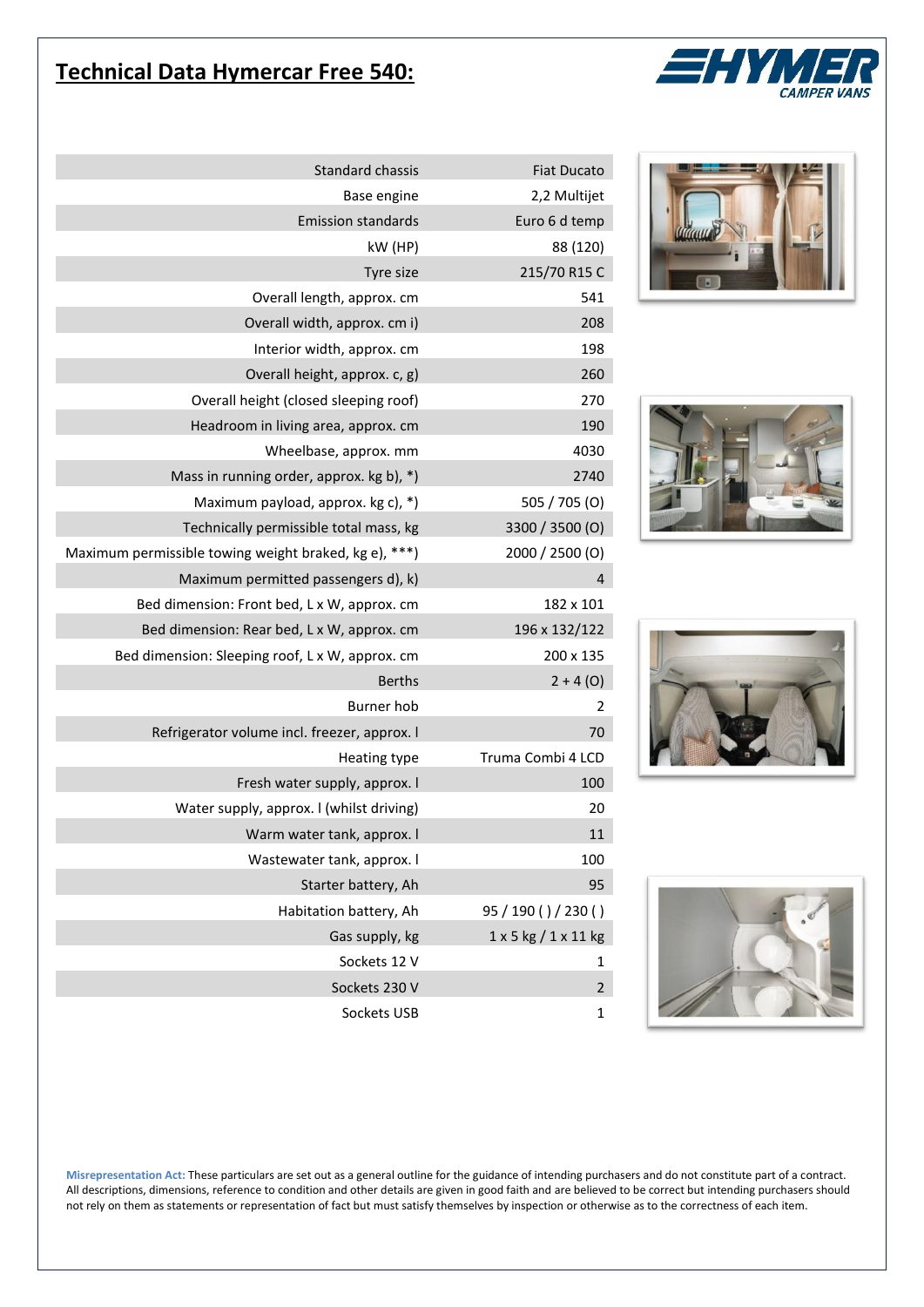# Technical Data Hymercar Free 540:

| | |
|---|---|
| Standard chassis | Fiat Ducato |
| Base engine | 2,2 Multijet |
| Emission standards | Euro 6 d temp |
| kW (HP) | 88 (120) |
| Tyre size | 215/70 R15 C |
| Overall length, approx. cm | 541 |
| Overall width, approx. cm i) | 208 |
| Interior width, approx. cm | 198 |
| Overall height, approx. c, g) | 260 |
| Overall height (closed sleeping roof) | 270 |
| Headroom in living area, approx. cm | 190 |
| Wheelbase, approx. mm | 4030 |
| Mass in running order, approx. kg b), *) | 2740 |
| Maximum payload, approx. kg c), *) | 505 / 705 (O) |
| Technically permissible total mass, kg | 3300 / 3500 (O) |
| Maximum permissible towing weight braked, kg e), ***) | 2000 / 2500 (O) |
| Maximum permitted passengers d), k) | 4 |
| Bed dimension: Front bed, L x W, approx. cm | 182 x 101 |
| Bed dimension: Rear bed, L x W, approx. cm | 196 x 132/122 |
| Bed dimension: Sleeping roof, L x W, approx. cm | 200 x 135 |
| Berths | 2 + 4 (O) |
| Burner hob | 2 |
| Refrigerator volume incl. freezer, approx. l | 70 |
| Heating type | Truma Combi 4 LCD |
| Fresh water supply, approx. l | 100 |
| Water supply, approx. l (whilst driving) | 20 |
| Warm water tank, approx. l | 11 |
| Wastewater tank, approx. l | 100 |
| Starter battery, Ah | 95 |
| Habitation battery, Ah | 95 / 190 ( ) / 230 ( ) |
| Gas supply, kg | 1 x 5 kg / 1 x 11 kg |
| Sockets 12 V | 1 |
| Sockets 230 V | 2 |
| Sockets USB | 1 |

**Misrepresentation Act:** These particulars are set out as a general outline for the guidance of intending purchasers and do not constitute part of a contract. All descriptions, dimensions, reference to condition and other details are given in good faith and are believed to be correct but intending purchasers should not rely on them as statements or representation of fact but must satisfy themselves by inspection or otherwise as to the correctness of each item.